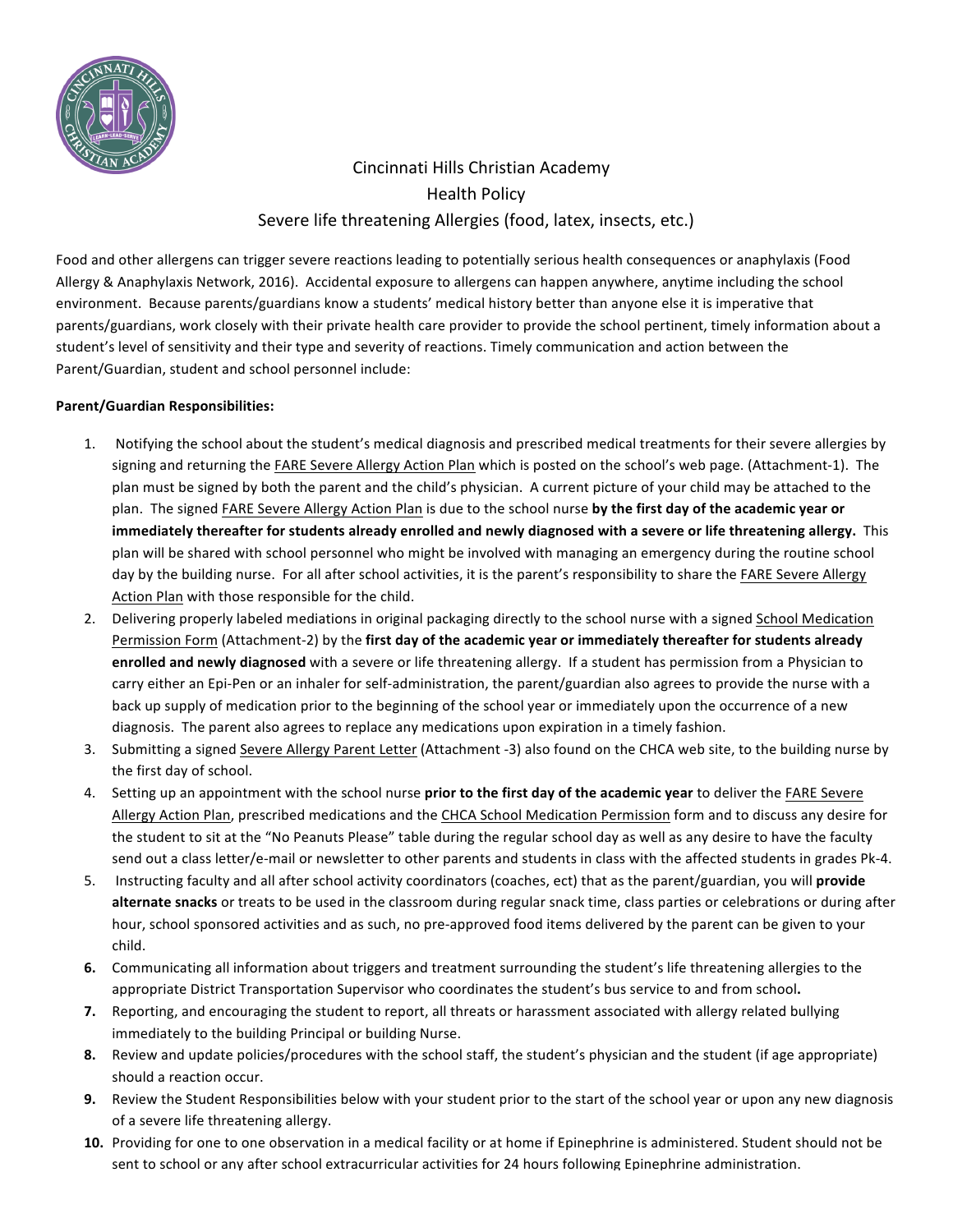# Cincinnati Hills Christian Academy
## Health Policy
## Severe life threatening Allergies (food, latex, insects, etc.)

Food and other allergens can trigger severe reactions leading to potentially serious health consequences or anaphylaxis (Food Allergy & Anaphylaxis Network, 2016). Accidental exposure to allergens can happen anywhere, anytime including the school environment. Because parents/guardians know a students' medical history better than anyone else it is imperative that parents/guardians, work closely with their private health care provider to provide the school pertinent, timely information about a student's level of sensitivity and their type and severity of reactions. Timely communication and action between the Parent/Guardian, student and school personnel include:

**Parent/Guardian Responsibilities:**

1. Notifying the school about the student's medical diagnosis and prescribed medical treatments for their severe allergies by signing and returning the FARE Severe Allergy Action Plan which is posted on the school's web page. (Attachment-1). The plan must be signed by both the parent and the child's physician. A current picture of your child may be attached to the plan. The signed FARE Severe Allergy Action Plan is due to the school nurse **by the first day of the academic year or immediately thereafter for students already enrolled and newly diagnosed with a severe or life threatening allergy.** This plan will be shared with school personnel who might be involved with managing an emergency during the routine school day by the building nurse. For all after school activities, it is the parent's responsibility to share the FARE Severe Allergy Action Plan with those responsible for the child.
2. Delivering properly labeled mediations in original packaging directly to the school nurse with a signed School Medication Permission Form (Attachment-2) by the **first day of the academic year or immediately thereafter for students already enrolled and newly diagnosed** with a severe or life threatening allergy. If a student has permission from a Physician to carry either an Epi-Pen or an inhaler for self-administration, the parent/guardian also agrees to provide the nurse with a back up supply of medication prior to the beginning of the school year or immediately upon the occurrence of a new diagnosis. The parent also agrees to replace any medications upon expiration in a timely fashion.
3. Submitting a signed Severe Allergy Parent Letter (Attachment -3) also found on the CHCA web site, to the building nurse by the first day of school.
4. Setting up an appointment with the school nurse **prior to the first day of the academic year** to deliver the FARE Severe Allergy Action Plan, prescribed medications and the CHCA School Medication Permission form and to discuss any desire for the student to sit at the "No Peanuts Please" table during the regular school day as well as any desire to have the faculty send out a class letter/e-mail or newsletter to other parents and students in class with the affected students in grades Pk-4.
5. Instructing faculty and all after school activity coordinators (coaches, ect) that as the parent/guardian, you will **provide alternate snacks** or treats to be used in the classroom during regular snack time, class parties or celebrations or during after hour, school sponsored activities and as such, no pre-approved food items delivered by the parent can be given to your child.
6. Communicating all information about triggers and treatment surrounding the student's life threatening allergies to the appropriate District Transportation Supervisor who coordinates the student's bus service to and from school.
7. Reporting, and encouraging the student to report, all threats or harassment associated with allergy related bullying immediately to the building Principal or building Nurse.
8. Review and update policies/procedures with the school staff, the student's physician and the student (if age appropriate) should a reaction occur.
9. Review the Student Responsibilities below with your student prior to the start of the school year or upon any new diagnosis of a severe life threatening allergy.
10. Providing for one to one observation in a medical facility or at home if Epinephrine is administered. Student should not be sent to school or any after school extracurricular activities for 24 hours following Epinephrine administration.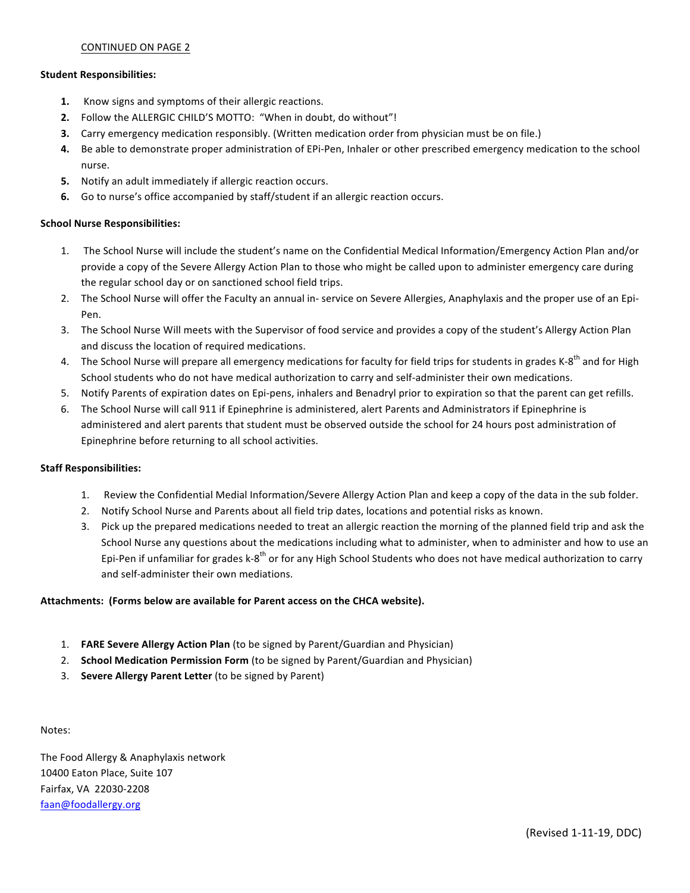CONTINUED ON PAGE 2

**Student Responsibilities:**

1. Know signs and symptoms of their allergic reactions.
2. Follow the ALLERGIC CHILD'S MOTTO: "When in doubt, do without"!
3. Carry emergency medication responsibly. (Written medication order from physician must be on file.)
4. Be able to demonstrate proper administration of EPi-Pen, Inhaler or other prescribed emergency medication to the school nurse.
5. Notify an adult immediately if allergic reaction occurs.
6. Go to nurse's office accompanied by staff/student if an allergic reaction occurs.

**School Nurse Responsibilities:**

1. The School Nurse will include the student's name on the Confidential Medical Information/Emergency Action Plan and/or provide a copy of the Severe Allergy Action Plan to those who might be called upon to administer emergency care during the regular school day or on sanctioned school field trips.
2. The School Nurse will offer the Faculty an annual in- service on Severe Allergies, Anaphylaxis and the proper use of an Epi-Pen.
3. The School Nurse Will meets with the Supervisor of food service and provides a copy of the student's Allergy Action Plan and discuss the location of required medications.
4. The School Nurse will prepare all emergency medications for faculty for field trips for students in grades K-8th and for High School students who do not have medical authorization to carry and self-administer their own medications.
5. Notify Parents of expiration dates on Epi-pens, inhalers and Benadryl prior to expiration so that the parent can get refills.
6. The School Nurse will call 911 if Epinephrine is administered, alert Parents and Administrators if Epinephrine is administered and alert parents that student must be observed outside the school for 24 hours post administration of Epinephrine before returning to all school activities.

**Staff Responsibilities:**

1. Review the Confidential Medial Information/Severe Allergy Action Plan and keep a copy of the data in the sub folder.
2. Notify School Nurse and Parents about all field trip dates, locations and potential risks as known.
3. Pick up the prepared medications needed to treat an allergic reaction the morning of the planned field trip and ask the School Nurse any questions about the medications including what to administer, when to administer and how to use an Epi-Pen if unfamiliar for grades k-8th or for any High School Students who does not have medical authorization to carry and self-administer their own mediations.

**Attachments: (Forms below are available for Parent access on the CHCA website).**

1. **FARE Severe Allergy Action Plan** (to be signed by Parent/Guardian and Physician)
2. **School Medication Permission Form** (to be signed by Parent/Guardian and Physician)
3. **Severe Allergy Parent Letter** (to be signed by Parent)

Notes:

The Food Allergy & Anaphylaxis network
10400 Eaton Place, Suite 107
Fairfax, VA 22030-2208
faan@foodallergy.org

(Revised 1-11-19, DDC)